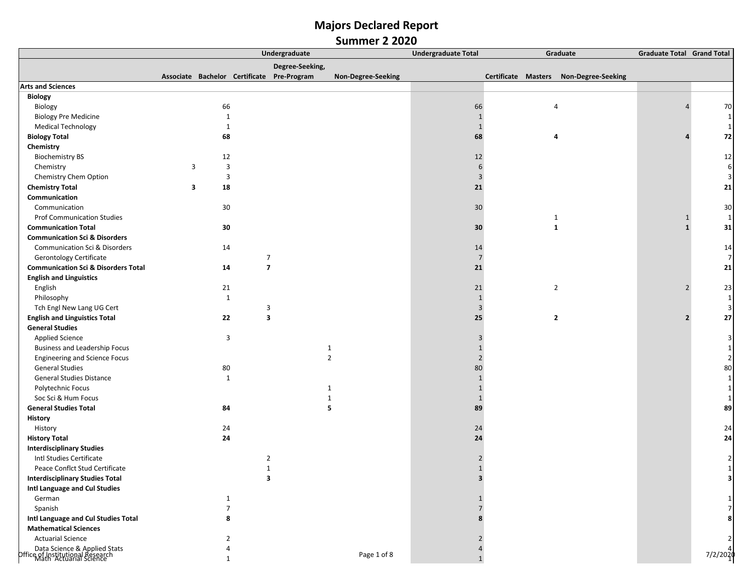# Majors Declared Report
## Summer 2 2020

| | Undergraduate | | | | | Undergraduate Total | Graduate | | | Graduate Total | Grand Total |
|---|---|---|---|---|---|---|---|---|---|---|---|
| | Associate | Bachelor | Certificate | Degree-Seeking, Pre-Program | Non-Degree-Seeking | | Certificate | Masters | Non-Degree-Seeking | | |
| **Arts and Sciences** | | | | | | | | | | | |
| **Biology** | | | | | | | | | | | |
| Biology | | 66 | | | | 66 | | 4 | | 4 | 70 |
| Biology Pre Medicine | | 1 | | | | 1 | | | | | 1 |
| Medical Technology | | 1 | | | | 1 | | | | | 1 |
| **Biology Total** | | **68** | | | | **68** | | **4** | | **4** | **72** |
| **Chemistry** | | | | | | | | | | | |
| Biochemistry BS | | 12 | | | | 12 | | | | | 12 |
| Chemistry | 3 | 3 | | | | 6 | | | | | 6 |
| Chemistry Chem Option | | 3 | | | | 3 | | | | | 3 |
| **Chemistry Total** | **3** | **18** | | | | **21** | | | | | **21** |
| **Communication** | | | | | | | | | | | |
| Communication | | 30 | | | | 30 | | | | | 30 |
| Prof Communication Studies | | | | | | | | 1 | | 1 | 1 |
| **Communication Total** | | **30** | | | | **30** | | **1** | | **1** | **31** |
| **Communication Sci & Disorders** | | | | | | | | | | | |
| Communication Sci & Disorders | | 14 | | | | 14 | | | | | 14 |
| Gerontology Certificate | | | 7 | | | 7 | | | | | 7 |
| **Communication Sci & Disorders Total** | | **14** | **7** | | | **21** | | | | | **21** |
| **English and Linguistics** | | | | | | | | | | | |
| English | | 21 | | | | 21 | | 2 | | 2 | 23 |
| Philosophy | | 1 | | | | 1 | | | | | 1 |
| Tch Engl New Lang UG Cert | | | 3 | | | 3 | | | | | 3 |
| **English and Linguistics Total** | | **22** | **3** | | | **25** | | **2** | | **2** | **27** |
| **General Studies** | | | | | | | | | | | |
| Applied Science | | 3 | | | | 3 | | | | | 3 |
| Business and Leadership Focus | | | | 1 | | 1 | | | | | 1 |
| Engineering and Science Focus | | | | 2 | | 2 | | | | | 2 |
| General Studies | | 80 | | | | 80 | | | | | 80 |
| General Studies Distance | | 1 | | | | 1 | | | | | 1 |
| Polytechnic Focus | | | | 1 | | 1 | | | | | 1 |
| Soc Sci & Hum Focus | | | | 1 | | 1 | | | | | 1 |
| **General Studies Total** | | **84** | | **5** | | **89** | | | | | **89** |
| **History** | | | | | | | | | | | |
| History | | 24 | | | | 24 | | | | | 24 |
| **History Total** | | **24** | | | | **24** | | | | | **24** |
| **Interdisciplinary Studies** | | | | | | | | | | | |
| Intl Studies Certificate | | | 2 | | | 2 | | | | | 2 |
| Peace Conflct Stud Certificate | | | 1 | | | 1 | | | | | 1 |
| **Interdisciplinary Studies Total** | | | **3** | | | **3** | | | | | **3** |
| **Intl Language and Cul Studies** | | | | | | | | | | | |
| German | | 1 | | | | 1 | | | | | 1 |
| Spanish | | 7 | | | | 7 | | | | | 7 |
| **Intl Language and Cul Studies Total** | | **8** | | | | **8** | | | | | **8** |
| **Mathematical Sciences** | | | | | | | | | | | |
| Actuarial Science | | 2 | | | | 2 | | | | | 2 |
| Data Science & Applied Stats | | 4 | | | | 4 | | | | | 4 |
| Math Actuarial Science | | 1 | | | | 1 | | | | | 1 |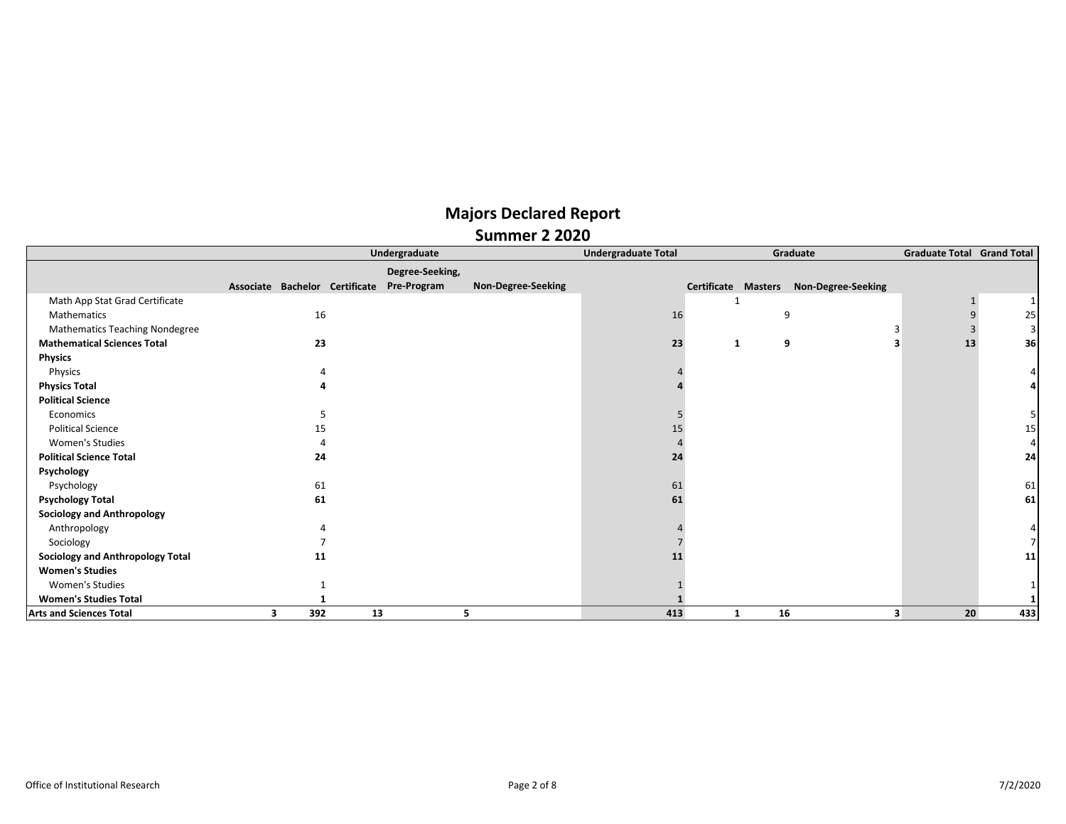# Majors Declared Report

## Summer 2 2020

| | Undergraduate | | | | | Undergraduate Total | Graduate | | | Graduate Total | Grand Total |
|---|---|---|---|---|---|---|---|---|---|---|---|
| | Associate | Bachelor | Certificate | Degree-Seeking, Pre-Program | Non-Degree-Seeking | | Certificate | Masters | Non-Degree-Seeking | | |
| Math App Stat Grad Certificate | | | | | | | 1 | | | 1 | 1 |
| Mathematics | | 16 | | | | 16 | | 9 | | 9 | 25 |
| Mathematics Teaching Nondegree | | | | | | | | | 3 | 3 | 3 |
| **Mathematical Sciences Total** | | **23** | | | | **23** | **1** | **9** | **3** | **13** | **36** |
| **Physics** | | | | | | | | | | | |
| Physics | | 4 | | | | 4 | | | | | 4 |
| **Physics Total** | | **4** | | | | **4** | | | | | **4** |
| **Political Science** | | | | | | | | | | | |
| Economics | | 5 | | | | 5 | | | | | 5 |
| Political Science | | 15 | | | | 15 | | | | | 15 |
| Women's Studies | | 4 | | | | 4 | | | | | 4 |
| **Political Science Total** | | **24** | | | | **24** | | | | | **24** |
| **Psychology** | | | | | | | | | | | |
| Psychology | | 61 | | | | 61 | | | | | 61 |
| **Psychology Total** | | **61** | | | | **61** | | | | | **61** |
| **Sociology and Anthropology** | | | | | | | | | | | |
| Anthropology | | 4 | | | | 4 | | | | | 4 |
| Sociology | | 7 | | | | 7 | | | | | 7 |
| **Sociology and Anthropology Total** | | **11** | | | | **11** | | | | | **11** |
| **Women's Studies** | | | | | | | | | | | |
| Women's Studies | | 1 | | | | 1 | | | | | 1 |
| **Women's Studies Total** | | **1** | | | | **1** | | | | | **1** |
| **Arts and Sciences Total** | **3** | **392** | **13** | **5** | | **413** | **1** | **16** | **3** | **20** | **433** |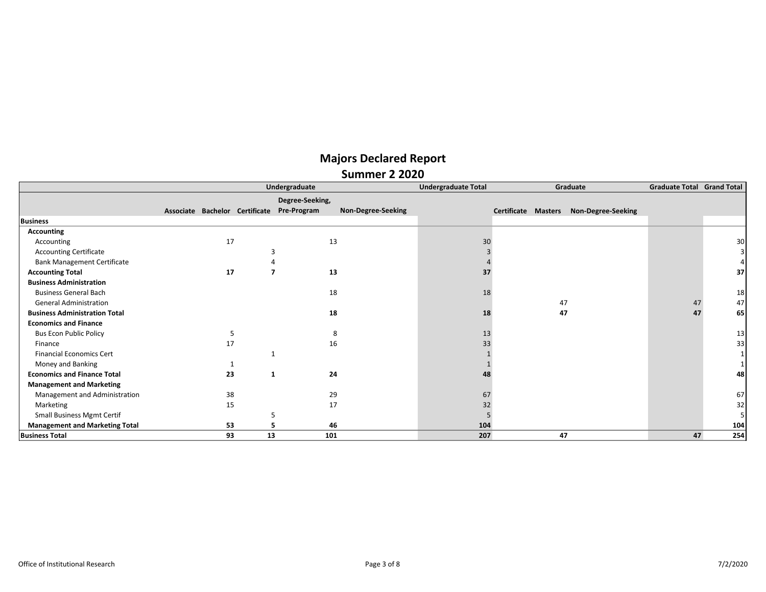# Majors Declared Report
## Summer 2 2020

| | Undergraduate | | | | | Undergraduate Total | Graduate | | | Graduate Total | Grand Total |
|---|---|---|---|---|---|---|---|---|---|---|---|
| | Associate | Bachelor | Certificate | Degree-Seeking, Pre-Program | Non-Degree-Seeking | | Certificate | Masters | Non-Degree-Seeking | | |
| **Business** | | | | | | | | | | | |
| **Accounting** | | | | | | | | | | | |
| Accounting | | 17 | | 13 | | 30 | | | | | 30 |
| Accounting Certificate | | | 3 | | | 3 | | | | | 3 |
| Bank Management Certificate | | | 4 | | | 4 | | | | | 4 |
| **Accounting Total** | | **17** | **7** | **13** | | **37** | | | | | **37** |
| **Business Administration** | | | | | | | | | | | |
| Business General Bach | | | | 18 | | 18 | | | | | 18 |
| General Administration | | | | | | | | 47 | | 47 | 47 |
| **Business Administration Total** | | | | **18** | | **18** | | **47** | | **47** | **65** |
| **Economics and Finance** | | | | | | | | | | | |
| Bus Econ Public Policy | | 5 | | 8 | | 13 | | | | | 13 |
| Finance | | 17 | | 16 | | 33 | | | | | 33 |
| Financial Economics Cert | | | 1 | | | 1 | | | | | 1 |
| Money and Banking | | 1 | | | | 1 | | | | | 1 |
| **Economics and Finance Total** | | **23** | **1** | **24** | | **48** | | | | | **48** |
| **Management and Marketing** | | | | | | | | | | | |
| Management and Administration | | 38 | | 29 | | 67 | | | | | 67 |
| Marketing | | 15 | | 17 | | 32 | | | | | 32 |
| Small Business Mgmt Certif | | | 5 | | | 5 | | | | | 5 |
| **Management and Marketing Total** | | **53** | **5** | **46** | | **104** | | | | | **104** |
| **Business Total** | | **93** | **13** | **101** | | **207** | | **47** | | **47** | **254** |

Office of Institutional Research 7/2/2020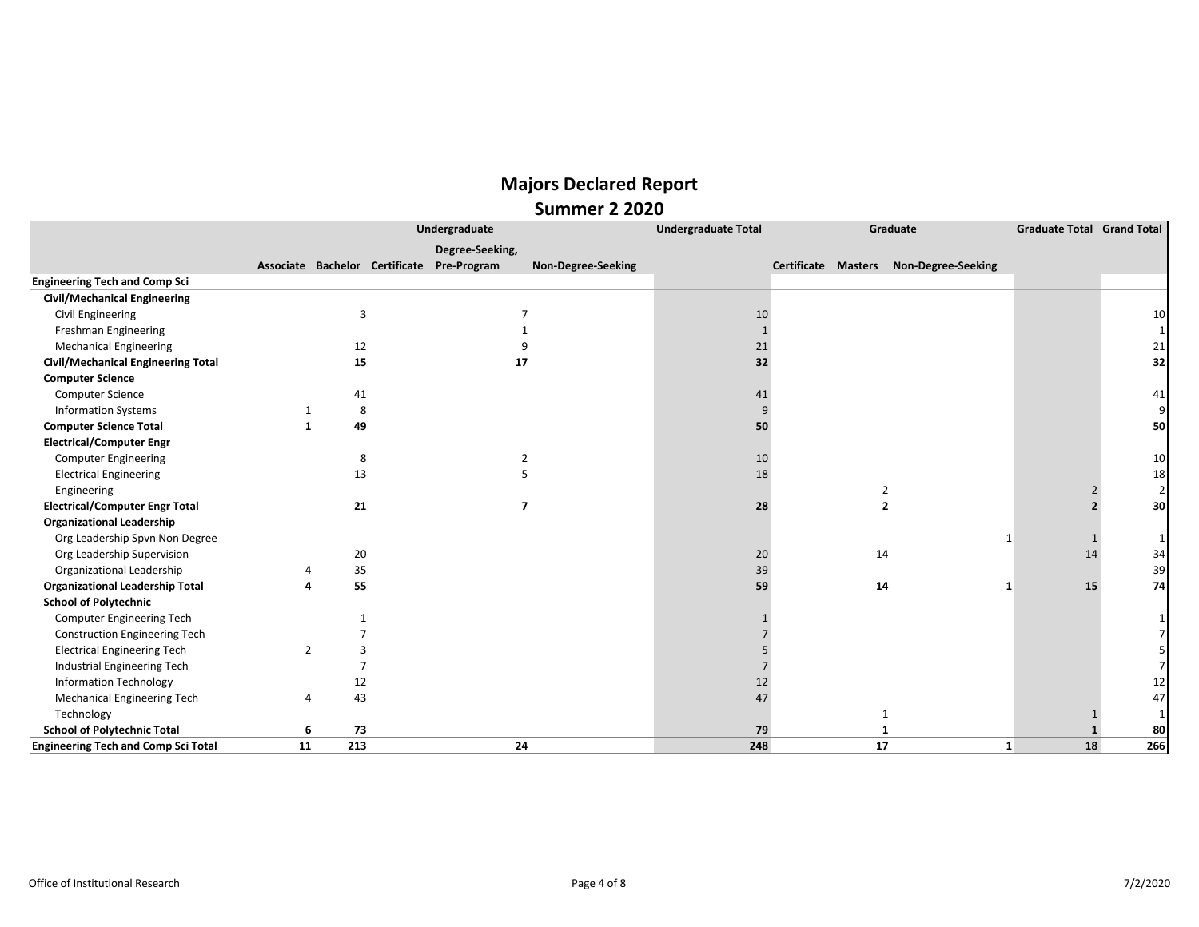# Majors Declared Report

## Summer 2 2020

| | Undergraduate | | | | | Undergraduate Total | Graduate | | | Graduate Total | Grand Total |
|---|---|---|---|---|---|---|---|---|---|---|---|
| | Associate | Bachelor | Certificate | Degree-Seeking, Pre-Program | Non-Degree-Seeking | | Certificate | Masters | Non-Degree-Seeking | | |
| **Engineering Tech and Comp Sci** | | | | | | | | | | | |
| **Civil/Mechanical Engineering** | | | | | | | | | | | |
| Civil Engineering | | 3 | | 7 | | 10 | | | | | 10 |
| Freshman Engineering | | | | 1 | | 1 | | | | | 1 |
| Mechanical Engineering | | 12 | | 9 | | 21 | | | | | 21 |
| **Civil/Mechanical Engineering Total** | | **15** | | **17** | | **32** | | | | | **32** |
| **Computer Science** | | | | | | | | | | | |
| Computer Science | | 41 | | | | 41 | | | | | 41 |
| Information Systems | 1 | 8 | | | | 9 | | | | | 9 |
| **Computer Science Total** | **1** | **49** | | | | **50** | | | | | **50** |
| **Electrical/Computer Engr** | | | | | | | | | | | |
| Computer Engineering | | 8 | | 2 | | 10 | | | | | 10 |
| Electrical Engineering | | 13 | | 5 | | 18 | | | | | 18 |
| Engineering | | | | | | | | 2 | | 2 | 2 |
| **Electrical/Computer Engr Total** | | **21** | | **7** | | **28** | | **2** | | **2** | **30** |
| **Organizational Leadership** | | | | | | | | | | | |
| Org Leadership Spvn Non Degree | | | | | | | | | 1 | 1 | 1 |
| Org Leadership Supervision | | 20 | | | | 20 | | 14 | | 14 | 34 |
| Organizational Leadership | 4 | 35 | | | | 39 | | | | | 39 |
| **Organizational Leadership Total** | **4** | **55** | | | | **59** | | **14** | **1** | **15** | **74** |
| **School of Polytechnic** | | | | | | | | | | | |
| Computer Engineering Tech | | 1 | | | | 1 | | | | | 1 |
| Construction Engineering Tech | | 7 | | | | 7 | | | | | 7 |
| Electrical Engineering Tech | 2 | 3 | | | | 5 | | | | | 5 |
| Industrial Engineering Tech | | 7 | | | | 7 | | | | | 7 |
| Information Technology | | 12 | | | | 12 | | | | | 12 |
| Mechanical Engineering Tech | 4 | 43 | | | | 47 | | | | | 47 |
| Technology | | | | | | | | 1 | | 1 | 1 |
| **School of Polytechnic Total** | **6** | **73** | | | | **79** | | **1** | | **1** | **80** |
| **Engineering Tech and Comp Sci Total** | **11** | **213** | | **24** | | **248** | | **17** | **1** | **18** | **266** |

Office of Institutional Research

7/2/2020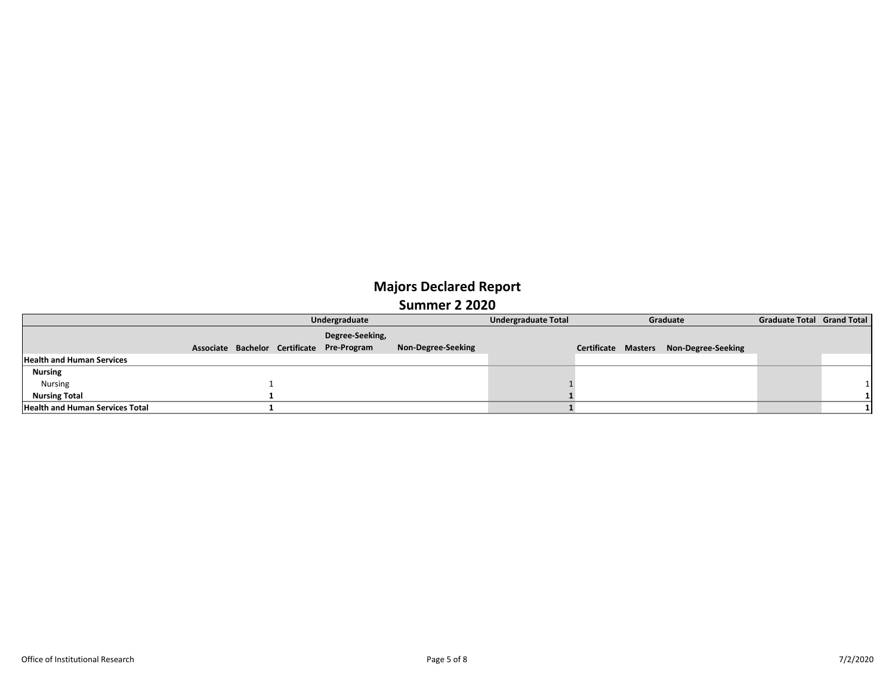# Majors Declared Report

## Summer 2 2020

| | Undergraduate | | | | | Undergraduate Total | Graduate | | | Graduate Total | Grand Total |
|---|---|---|---|---|---|---|---|---|---|---|---|
| | Associate | Bachelor | Certificate | Degree-Seeking, Pre-Program | Non-Degree-Seeking | | Certificate | Masters | Non-Degree-Seeking | | |
| **Health and Human Services** | | | | | | | | | | | |
| **Nursing** | | | | | | | | | | | |
| Nursing | | 1 | | | | 1 | | | | | 1 |
| **Nursing Total** | | **1** | | | | **1** | | | | | **1** |
| **Health and Human Services Total** | | **1** | | | | **1** | | | | | **1** |

Office of Institutional Research

7/2/2020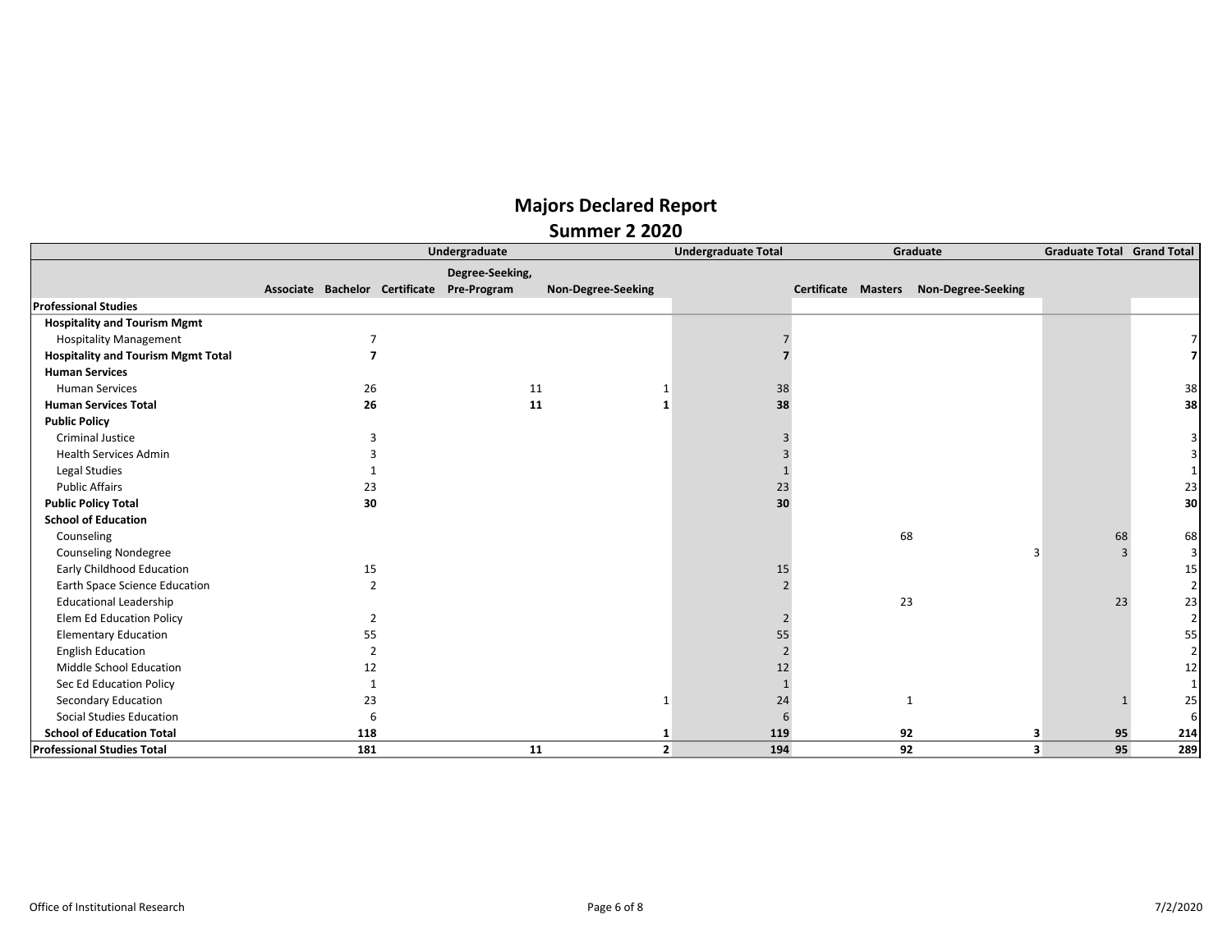# Majors Declared Report
## Summer 2 2020

| | Undergraduate | | | | | Undergraduate Total | Graduate | | | Graduate Total | Grand Total |
|---|---|---|---|---|---|---|---|---|---|---|---|
| | Associate | Bachelor | Certificate | Degree-Seeking, Pre-Program | Non-Degree-Seeking | | Certificate | Masters | Non-Degree-Seeking | | |
| **Professional Studies** | | | | | | | | | | | |
| **Hospitality and Tourism Mgmt** | | | | | | | | | | | |
| Hospitality Management | | 7 | | | | 7 | | | | | 7 |
| **Hospitality and Tourism Mgmt Total** | | **7** | | | | **7** | | | | | **7** |
| **Human Services** | | | | | | | | | | | |
| Human Services | | 26 | | 11 | 1 | 38 | | | | | 38 |
| **Human Services Total** | | **26** | | **11** | **1** | **38** | | | | | **38** |
| **Public Policy** | | | | | | | | | | | |
| Criminal Justice | | 3 | | | | 3 | | | | | 3 |
| Health Services Admin | | 3 | | | | 3 | | | | | 3 |
| Legal Studies | | 1 | | | | 1 | | | | | 1 |
| Public Affairs | | 23 | | | | 23 | | | | | 23 |
| **Public Policy Total** | | **30** | | | | **30** | | | | | **30** |
| **School of Education** | | | | | | | | | | | |
| Counseling | | | | | | | | 68 | | 68 | 68 |
| Counseling Nondegree | | | | | | | | | 3 | 3 | 3 |
| Early Childhood Education | | 15 | | | | 15 | | | | | 15 |
| Earth Space Science Education | | 2 | | | | 2 | | | | | 2 |
| Educational Leadership | | | | | | | | 23 | | 23 | 23 |
| Elem Ed Education Policy | | 2 | | | | 2 | | | | | 2 |
| Elementary Education | | 55 | | | | 55 | | | | | 55 |
| English Education | | 2 | | | | 2 | | | | | 2 |
| Middle School Education | | 12 | | | | 12 | | | | | 12 |
| Sec Ed Education Policy | | 1 | | | | 1 | | | | | 1 |
| Secondary Education | | 23 | | | 1 | 24 | | 1 | | 1 | 25 |
| Social Studies Education | | 6 | | | | 6 | | | | | 6 |
| **School of Education Total** | | **118** | | | **1** | **119** | | **92** | **3** | **95** | **214** |
| **Professional Studies Total** | | **181** | | **11** | **2** | **194** | | **92** | **3** | **95** | **289** |

Office of Institutional Research 7/2/2020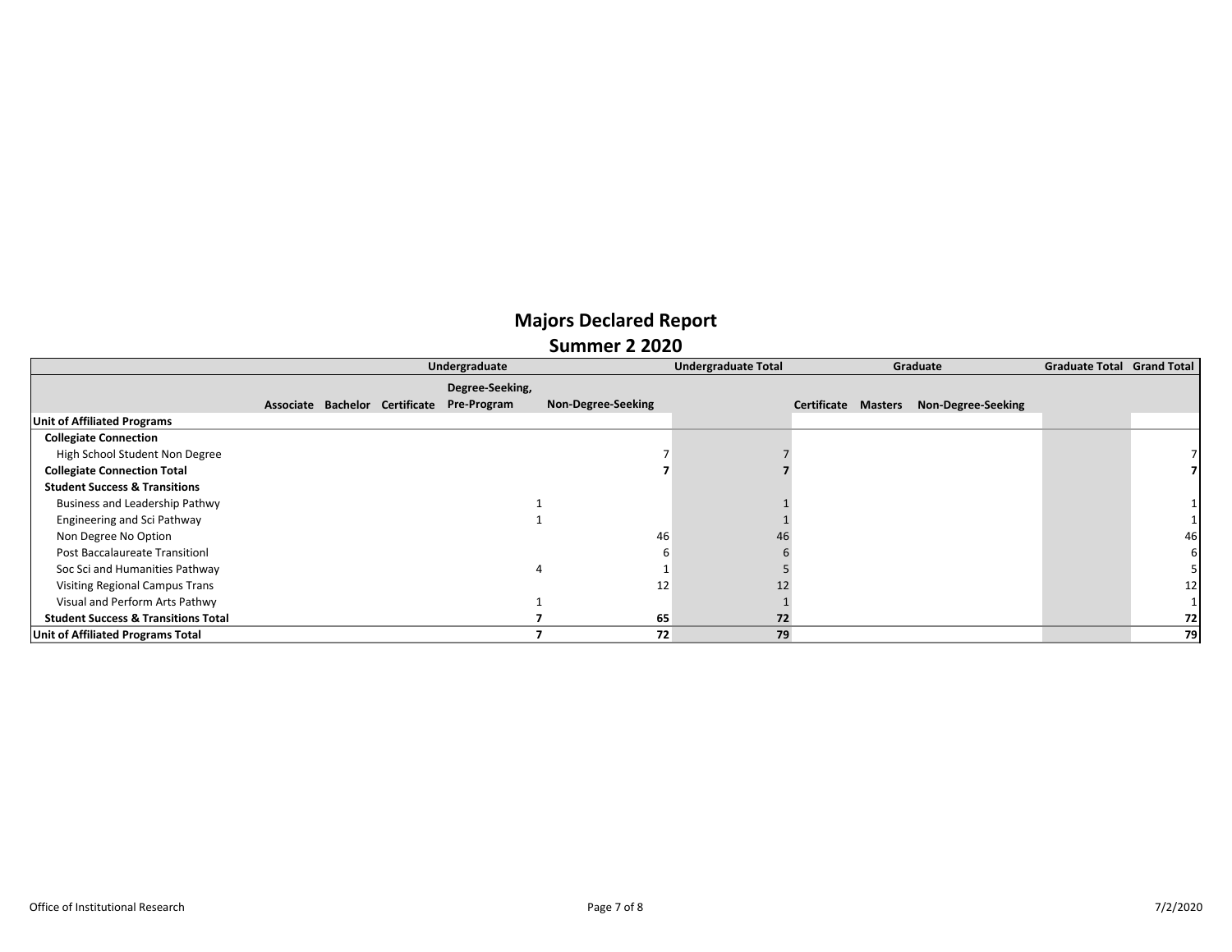# Majors Declared Report

## Summer 2 2020

| | Undergraduate | | | | | Undergraduate Total | Graduate | | | Graduate Total | Grand Total |
|---|---|---|---|---|---|---|---|---|---|---|---|
| | Associate | Bachelor | Certificate | Degree-Seeking, Pre-Program | Non-Degree-Seeking | | Certificate | Masters | Non-Degree-Seeking | | |
| **Unit of Affiliated Programs** | | | | | | | | | | | |
| **Collegiate Connection** | | | | | | | | | | | |
| High School Student Non Degree | | | | | 7 | 7 | | | | | 7 |
| **Collegiate Connection Total** | | | | | **7** | **7** | | | | | **7** |
| **Student Success & Transitions** | | | | | | | | | | | |
| Business and Leadership Pathwy | | | | 1 | | 1 | | | | | 1 |
| Engineering and Sci Pathway | | | | 1 | | 1 | | | | | 1 |
| Non Degree No Option | | | | | 46 | 46 | | | | | 46 |
| Post Baccalaureate Transitionl | | | | | 6 | 6 | | | | | 6 |
| Soc Sci and Humanities Pathway | | | | 4 | 1 | 5 | | | | | 5 |
| Visiting Regional Campus Trans | | | | | 12 | 12 | | | | | 12 |
| Visual and Perform Arts Pathwy | | | | 1 | | 1 | | | | | 1 |
| **Student Success & Transitions Total** | | | | **7** | **65** | **72** | | | | | **72** |
| **Unit of Affiliated Programs Total** | | | | **7** | **72** | **79** | | | | | **79** |

Office of Institutional Research

7/2/2020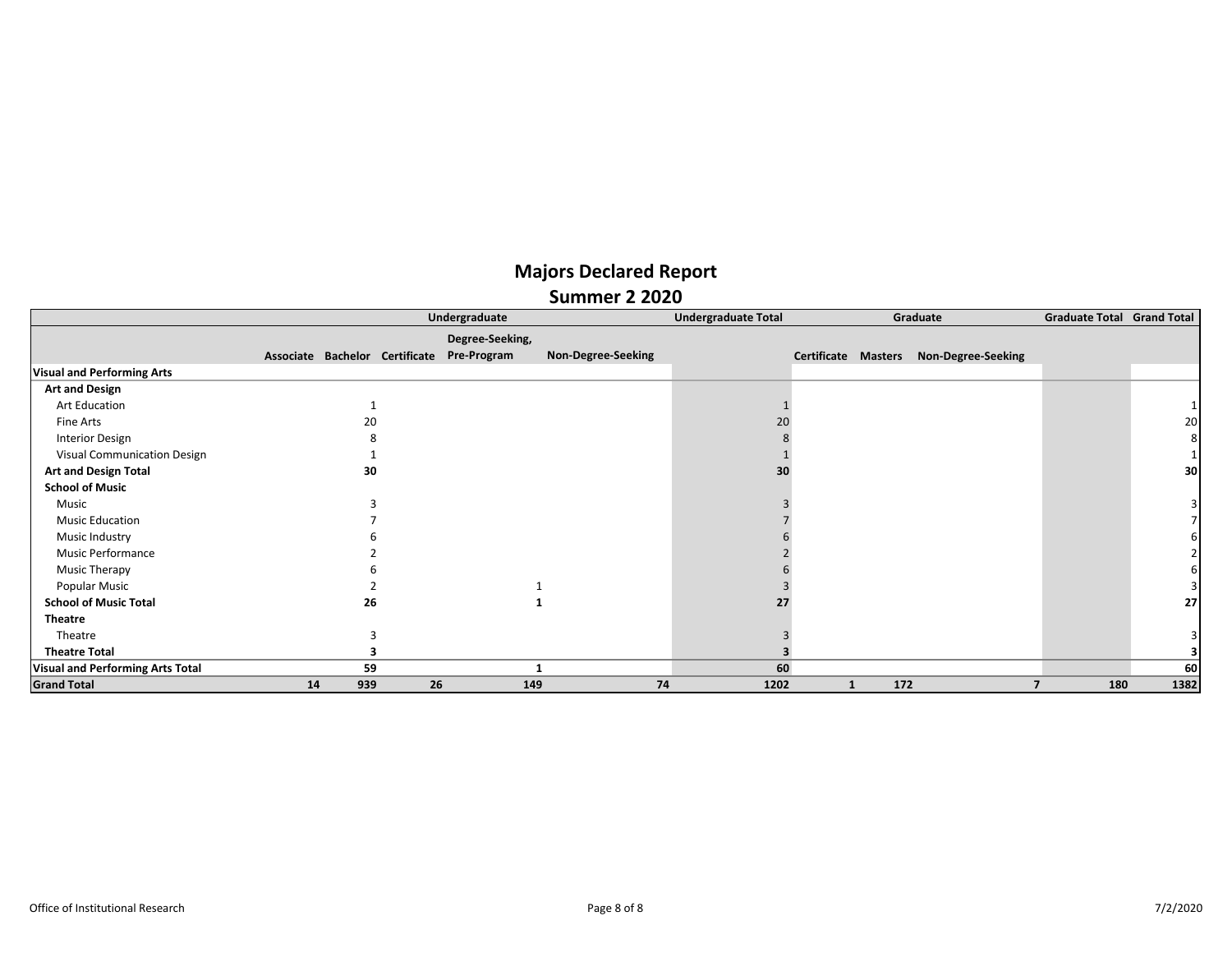# Majors Declared Report

## Summer 2 2020

| | Undergraduate | | | | | Undergraduate Total | Graduate | | | Graduate Total | Grand Total |
|---|---|---|---|---|---|---|---|---|---|---|---|
| | Associate | Bachelor | Certificate | Degree-Seeking, Pre-Program | Non-Degree-Seeking | | Certificate | Masters | Non-Degree-Seeking | | |
| **Visual and Performing Arts** | | | | | | | | | | | |
| **Art and Design** | | | | | | | | | | | |
| Art Education | | 1 | | | | 1 | | | | | 1 |
| Fine Arts | | 20 | | | | 20 | | | | | 20 |
| Interior Design | | 8 | | | | 8 | | | | | 8 |
| Visual Communication Design | | 1 | | | | 1 | | | | | 1 |
| **Art and Design Total** | | **30** | | | | **30** | | | | | **30** |
| **School of Music** | | | | | | | | | | | |
| Music | | 3 | | | | 3 | | | | | 3 |
| Music Education | | 7 | | | | 7 | | | | | 7 |
| Music Industry | | 6 | | | | 6 | | | | | 6 |
| Music Performance | | 2 | | | | 2 | | | | | 2 |
| Music Therapy | | 6 | | | | 6 | | | | | 6 |
| Popular Music | | 2 | | 1 | | 3 | | | | | 3 |
| **School of Music Total** | | **26** | | **1** | | **27** | | | | | **27** |
| **Theatre** | | | | | | | | | | | |
| Theatre | | 3 | | | | 3 | | | | | 3 |
| **Theatre Total** | | **3** | | | | **3** | | | | | **3** |
| **Visual and Performing Arts Total** | | **59** | | **1** | | **60** | | | | | **60** |
| **Grand Total** | **14** | **939** | **26** | **149** | **74** | **1202** | **1** | **172** | **7** | **180** | **1382** |

Office of Institutional Research

7/2/2020